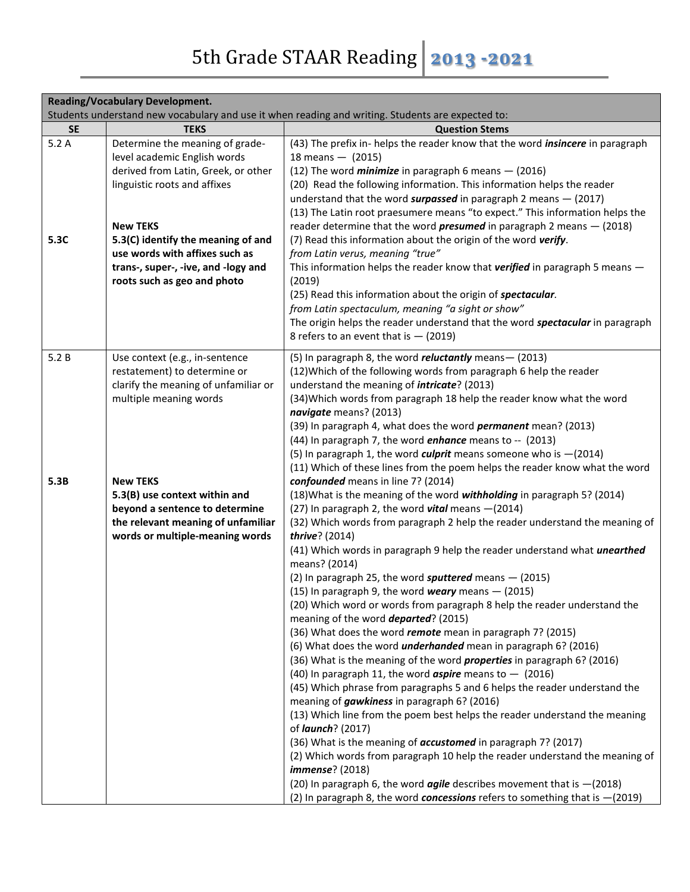# 5th Grade STAAR Reading | 2013 -2021

| Reading/Vocabulary Development. Students understand new vocabulary and use it when reading and writing. Students are expected to: | | |
|---|---|---|
| **SE** | **TEKS** | **Question Stems** |
| 5.2 A<br><br>**5.3C** | Determine the meaning of grade-level academic English words derived from Latin, Greek, or other linguistic roots and affixes<br><br>**New TEKS**<br>**5.3(C) identify the meaning of and use words with affixes such as trans-, super-, -ive, and -logy and roots such as geo and photo** | (43) The prefix in- helps the reader know that the word ***insincere*** in paragraph 18 means — (2015)<br>(12) The word ***minimize*** in paragraph 6 means — (2016)<br>(20) Read the following information. This information helps the reader understand that the word ***surpassed*** in paragraph 2 means — (2017)<br>(13) The Latin root praesumere means "to expect." This information helps the reader determine that the word ***presumed*** in paragraph 2 means — (2018)<br>(7) Read this information about the origin of the word ***verify***.<br>*from Latin verus, meaning "true"*<br>This information helps the reader know that ***verified*** in paragraph 5 means — (2019)<br>(25) Read this information about the origin of ***spectacular***.<br>*from Latin spectaculum, meaning "a sight or show"*<br>The origin helps the reader understand that the word ***spectacular*** in paragraph 8 refers to an event that is — (2019) |
| 5.2 B<br><br>**5.3B** | Use context (e.g., in-sentence restatement) to determine or clarify the meaning of unfamiliar or multiple meaning words<br><br>**New TEKS**<br>**5.3(B) use context within and beyond a sentence to determine the relevant meaning of unfamiliar words or multiple-meaning words** | (5) In paragraph 8, the word ***reluctantly*** means— (2013)<br>(12)Which of the following words from paragraph 6 help the reader understand the meaning of ***intricate***? (2013)<br>(34)Which words from paragraph 18 help the reader know what the word ***navigate*** means? (2013)<br>(39) In paragraph 4, what does the word ***permanent*** mean? (2013)<br>(44) In paragraph 7, the word ***enhance*** means to -- (2013)<br>(5) In paragraph 1, the word ***culprit*** means someone who is —(2014)<br>(11) Which of these lines from the poem helps the reader know what the word ***confounded*** means in line 7? (2014)<br>(18)What is the meaning of the word ***withholding*** in paragraph 5? (2014)<br>(27) In paragraph 2, the word ***vital*** means —(2014)<br>(32) Which words from paragraph 2 help the reader understand the meaning of ***thrive***? (2014)<br>(41) Which words in paragraph 9 help the reader understand what ***unearthed*** means? (2014)<br>(2) In paragraph 25, the word ***sputtered*** means — (2015)<br>(15) In paragraph 9, the word ***weary*** means — (2015)<br>(20) Which word or words from paragraph 8 help the reader understand the meaning of the word ***departed***? (2015)<br>(36) What does the word ***remote*** mean in paragraph 7? (2015)<br>(6) What does the word ***underhanded*** mean in paragraph 6? (2016)<br>(36) What is the meaning of the word ***properties*** in paragraph 6? (2016)<br>(40) In paragraph 11, the word ***aspire*** means to — (2016)<br>(45) Which phrase from paragraphs 5 and 6 helps the reader understand the meaning of ***gawkiness*** in paragraph 6? (2016)<br>(13) Which line from the poem best helps the reader understand the meaning of ***launch***? (2017)<br>(36) What is the meaning of ***accustomed*** in paragraph 7? (2017)<br>(2) Which words from paragraph 10 help the reader understand the meaning of ***immense***? (2018)<br>(20) In paragraph 6, the word ***agile*** describes movement that is —(2018)<br>(2) In paragraph 8, the word ***concessions*** refers to something that is —(2019) |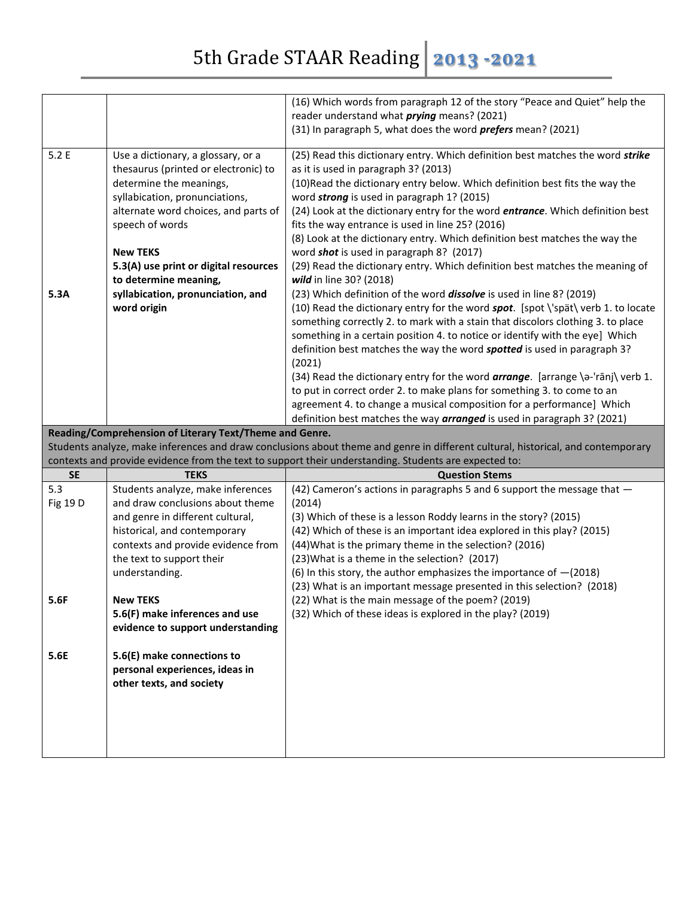# 5th Grade STAAR Reading 2013 -2021

| | | |
|---|---|---|
| | | (16) Which words from paragraph 12 of the story "Peace and Quiet" help the reader understand what ***prying*** means? (2021)<br>(31) In paragraph 5, what does the word ***prefers*** mean? (2021) |
| 5.2 E<br><br><br><br><br><br><br><br><br>**5.3A** | Use a dictionary, a glossary, or a thesaurus (printed or electronic) to determine the meanings, syllabication, pronunciations, alternate word choices, and parts of speech of words<br><br>**New TEKS**<br>**5.3(A) use print or digital resources to determine meaning, syllabication, pronunciation, and word origin** | (25) Read this dictionary entry. Which definition best matches the word ***strike*** as it is used in paragraph 3? (2013)<br>(10)Read the dictionary entry below. Which definition best fits the way the word ***strong*** is used in paragraph 1? (2015)<br>(24) Look at the dictionary entry for the word ***entrance***. Which definition best fits the way entrance is used in line 25? (2016)<br>(8) Look at the dictionary entry. Which definition best matches the way the word ***shot*** is used in paragraph 8? (2017)<br>(29) Read the dictionary entry. Which definition best matches the meaning of ***wild*** in line 30? (2018)<br>(23) Which definition of the word ***dissolve*** is used in line 8? (2019)<br>(10) Read the dictionary entry for the word ***spot***. [spot \'spät\ verb 1. to locate something correctly 2. to mark with a stain that discolors clothing 3. to place something in a certain position 4. to notice or identify with the eye] Which definition best matches the way the word ***spotted*** is used in paragraph 3? (2021)<br>(34) Read the dictionary entry for the word ***arrange***. [arrange \ə-'rānj\ verb 1. to put in correct order 2. to make plans for something 3. to come to an agreement 4. to change a musical composition for a performance] Which definition best matches the way ***arranged*** is used in paragraph 3? (2021) |

**Reading/Comprehension of Literary Text/Theme and Genre.**
Students analyze, make inferences and draw conclusions about theme and genre in different cultural, historical, and contemporary contexts and provide evidence from the text to support their understanding. Students are expected to:

| SE | TEKS | Question Stems |
|---|---|---|
| 5.3<br>Fig 19 D<br><br><br><br><br>**5.6F**<br><br><br><br>**5.6E** | Students analyze, make inferences and draw conclusions about theme and genre in different cultural, historical, and contemporary contexts and provide evidence from the text to support their understanding.<br><br>**New TEKS**<br>**5.6(F) make inferences and use evidence to support understanding**<br><br>**5.6(E) make connections to personal experiences, ideas in other texts, and society** | (42) Cameron's actions in paragraphs 5 and 6 support the message that — (2014)<br>(3) Which of these is a lesson Roddy learns in the story? (2015)<br>(42) Which of these is an important idea explored in this play? (2015)<br>(44)What is the primary theme in the selection? (2016)<br>(23)What is a theme in the selection? (2017)<br>(6) In this story, the author emphasizes the importance of —(2018)<br>(23) What is an important message presented in this selection? (2018)<br>(22) What is the main message of the poem? (2019)<br>(32) Which of these ideas is explored in the play? (2019) |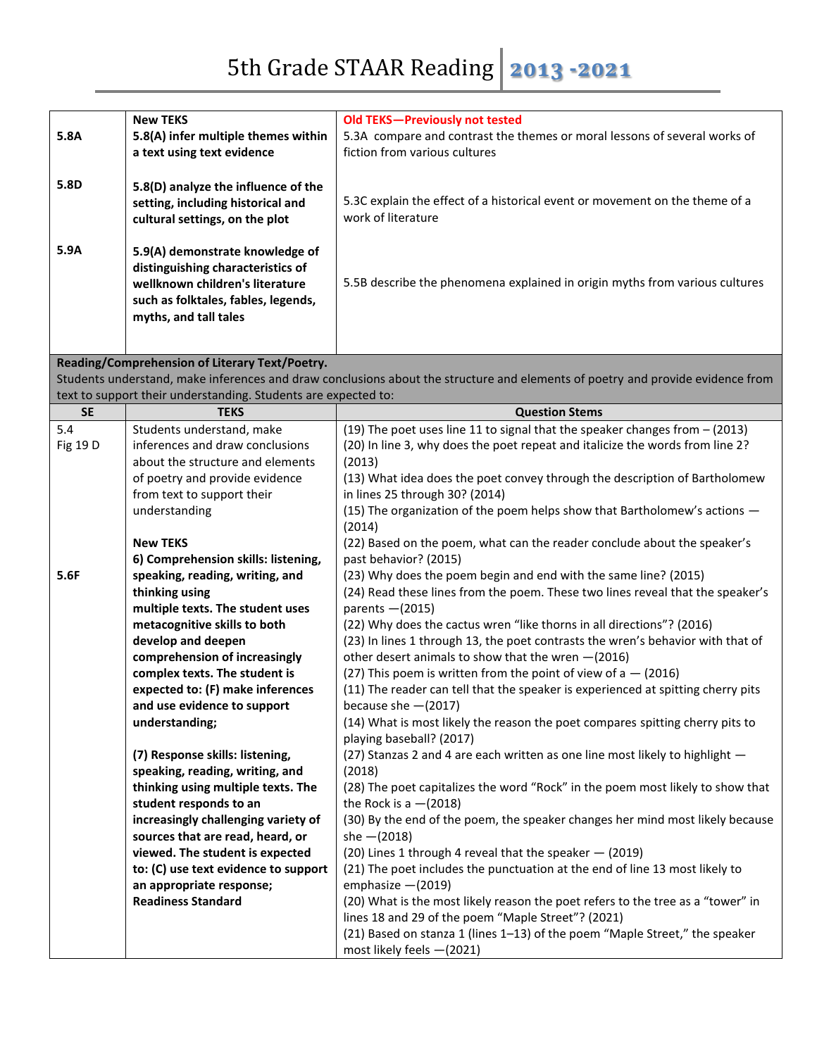# 5th Grade STAAR Reading 2013 -2021

| | | |
|---|---|---|
| **5.8A** | **New TEKS**<br>**5.8(A) infer multiple themes within a text using text evidence** | **Old TEKS—Previously not tested**<br>5.3A compare and contrast the themes or moral lessons of several works of fiction from various cultures |
| **5.8D** | **5.8(D) analyze the influence of the setting, including historical and cultural settings, on the plot** | 5.3C explain the effect of a historical event or movement on the theme of a work of literature |
| **5.9A** | **5.9(A) demonstrate knowledge of distinguishing characteristics of wellknown children's literature such as folktales, fables, legends, myths, and tall tales** | 5.5B describe the phenomena explained in origin myths from various cultures |

**Reading/Comprehension of Literary Text/Poetry.**
Students understand, make inferences and draw conclusions about the structure and elements of poetry and provide evidence from text to support their understanding. Students are expected to:

| SE | TEKS | Question Stems |
|---|---|---|
| 5.4<br>Fig 19 D<br><br>5.6F | Students understand, make inferences and draw conclusions about the structure and elements of poetry and provide evidence from text to support their understanding<br><br>**New TEKS**<br>**6) Comprehension skills: listening, speaking, reading, writing, and thinking using multiple texts. The student uses metacognitive skills to both develop and deepen comprehension of increasingly complex texts. The student is expected to: (F) make inferences and use evidence to support understanding;**<br><br>**(7) Response skills: listening, speaking, reading, writing, and thinking using multiple texts. The student responds to an increasingly challenging variety of sources that are read, heard, or viewed. The student is expected to: (C) use text evidence to support an appropriate response;**<br>**Readiness Standard** | (19) The poet uses line 11 to signal that the speaker changes from – (2013)<br>(20) In line 3, why does the poet repeat and italicize the words from line 2? (2013)<br>(13) What idea does the poet convey through the description of Bartholomew in lines 25 through 30? (2014)<br>(15) The organization of the poem helps show that Bartholomew's actions — (2014)<br>(22) Based on the poem, what can the reader conclude about the speaker's past behavior? (2015)<br>(23) Why does the poem begin and end with the same line? (2015)<br>(24) Read these lines from the poem. These two lines reveal that the speaker's parents —(2015)<br>(22) Why does the cactus wren "like thorns in all directions"? (2016)<br>(23) In lines 1 through 13, the poet contrasts the wren's behavior with that of other desert animals to show that the wren —(2016)<br>(27) This poem is written from the point of view of a — (2016)<br>(11) The reader can tell that the speaker is experienced at spitting cherry pits because she —(2017)<br>(14) What is most likely the reason the poet compares spitting cherry pits to playing baseball? (2017)<br>(27) Stanzas 2 and 4 are each written as one line most likely to highlight — (2018)<br>(28) The poet capitalizes the word "Rock" in the poem most likely to show that the Rock is a —(2018)<br>(30) By the end of the poem, the speaker changes her mind most likely because she —(2018)<br>(20) Lines 1 through 4 reveal that the speaker — (2019)<br>(21) The poet includes the punctuation at the end of line 13 most likely to emphasize —(2019)<br>(20) What is the most likely reason the poet refers to the tree as a "tower" in lines 18 and 29 of the poem "Maple Street"? (2021)<br>(21) Based on stanza 1 (lines 1–13) of the poem "Maple Street," the speaker most likely feels —(2021) |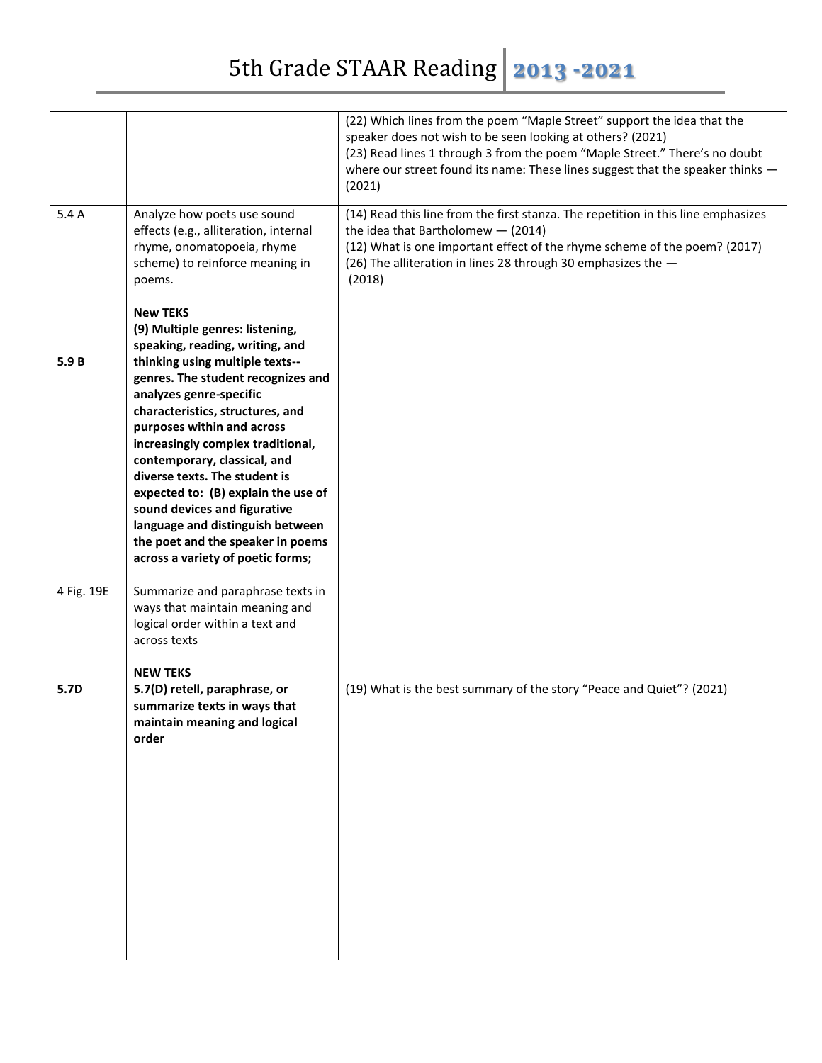| | | |
|---|---|---|
| | | (22) Which lines from the poem "Maple Street" support the idea that the speaker does not wish to be seen looking at others? (2021)<br>(23) Read lines 1 through 3 from the poem "Maple Street." There's no doubt where our street found its name: These lines suggest that the speaker thinks — (2021) |
| 5.4 A<br><br><br><br><br><br><br><br>**5.9 B** | Analyze how poets use sound effects (e.g., alliteration, internal rhyme, onomatopoeia, rhyme scheme) to reinforce meaning in poems.<br><br>**New TEKS**<br>**(9) Multiple genres: listening, speaking, reading, writing, and thinking using multiple texts--genres. The student recognizes and analyzes genre-specific characteristics, structures, and purposes within and across increasingly complex traditional, contemporary, classical, and diverse texts. The student is expected to: (B) explain the use of sound devices and figurative language and distinguish between the poet and the speaker in poems across a variety of poetic forms;** | (14) Read this line from the first stanza. The repetition in this line emphasizes the idea that Bartholomew — (2014)<br>(12) What is one important effect of the rhyme scheme of the poem? (2017)<br>(26) The alliteration in lines 28 through 30 emphasizes the — (2018) |
| 4 Fig. 19E<br><br><br><br><br>**5.7D** | Summarize and paraphrase texts in ways that maintain meaning and logical order within a text and across texts<br><br>**NEW TEKS**<br>**5.7(D) retell, paraphrase, or summarize texts in ways that maintain meaning and logical order** | (19) What is the best summary of the story "Peace and Quiet"? (2021) |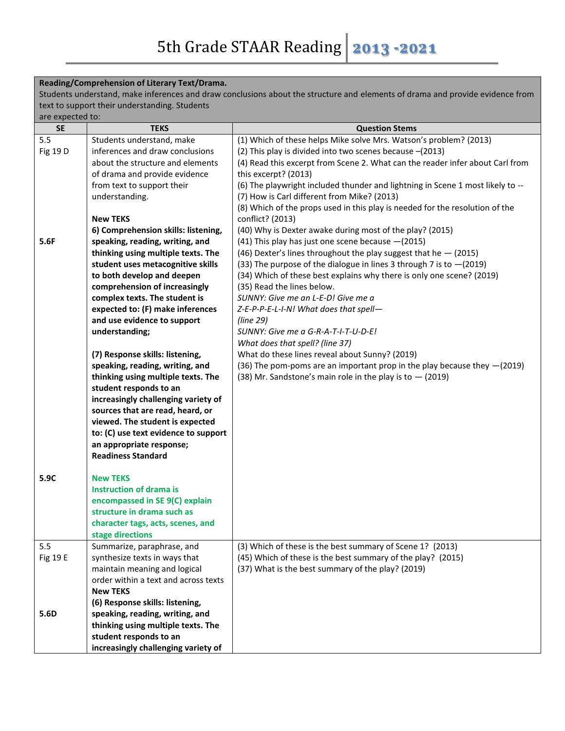# 5th Grade STAAR Reading 2013 -2021

| **Reading/Comprehension of Literary Text/Drama.** Students understand, make inferences and draw conclusions about the structure and elements of drama and provide evidence from text to support their understanding. Students are expected to: | | |
|---|---|---|
| **SE** | **TEKS** | **Question Stems** |
| 5.5 Fig 19 D<br><br>5.6F<br><br>5.9C | Students understand, make inferences and draw conclusions about the structure and elements of drama and provide evidence from text to support their understanding.<br><br>**New TEKS**<br>**6) Comprehension skills: listening, speaking, reading, writing, and thinking using multiple texts. The student uses metacognitive skills to both develop and deepen comprehension of increasingly complex texts. The student is expected to: (F) make inferences and use evidence to support understanding;**<br><br>**(7) Response skills: listening, speaking, reading, writing, and thinking using multiple texts. The student responds to an increasingly challenging variety of sources that are read, heard, or viewed. The student is expected to: (C) use text evidence to support an appropriate response;**<br>**Readiness Standard**<br><br>**New TEKS**<br>**Instruction of drama is encompassed in SE 9(C) explain structure in drama such as character tags, acts, scenes, and stage directions** | (1) Which of these helps Mike solve Mrs. Watson's problem? (2013)<br>(2) This play is divided into two scenes because –(2013)<br>(4) Read this excerpt from Scene 2. What can the reader infer about Carl from this excerpt? (2013)<br>(6) The playwright included thunder and lightning in Scene 1 most likely to --<br>(7) How is Carl different from Mike? (2013)<br>(8) Which of the props used in this play is needed for the resolution of the conflict? (2013)<br>(40) Why is Dexter awake during most of the play? (2015)<br>(41) This play has just one scene because —(2015)<br>(46) Dexter's lines throughout the play suggest that he — (2015)<br>(33) The purpose of the dialogue in lines 3 through 7 is to —(2019)<br>(34) Which of these best explains why there is only one scene? (2019)<br>(35) Read the lines below.<br>*SUNNY: Give me an L-E-D! Give me a Z-E-P-P-E-L-I-N! What does that spell—*<br>*(line 29)*<br>*SUNNY: Give me a G-R-A-T-I-T-U-D-E!*<br>*What does that spell? (line 37)*<br>What do these lines reveal about Sunny? (2019)<br>(36) The pom-poms are an important prop in the play because they —(2019)<br>(38) Mr. Sandstone's main role in the play is to — (2019) |
| 5.5 Fig 19 E<br><br>5.6D | Summarize, paraphrase, and synthesize texts in ways that maintain meaning and logical order within a text and across texts<br>**New TEKS**<br>**(6) Response skills: listening, speaking, reading, writing, and thinking using multiple texts. The student responds to an increasingly challenging variety of** | (3) Which of these is the best summary of Scene 1? (2013)<br>(45) Which of these is the best summary of the play? (2015)<br>(37) What is the best summary of the play? (2019) |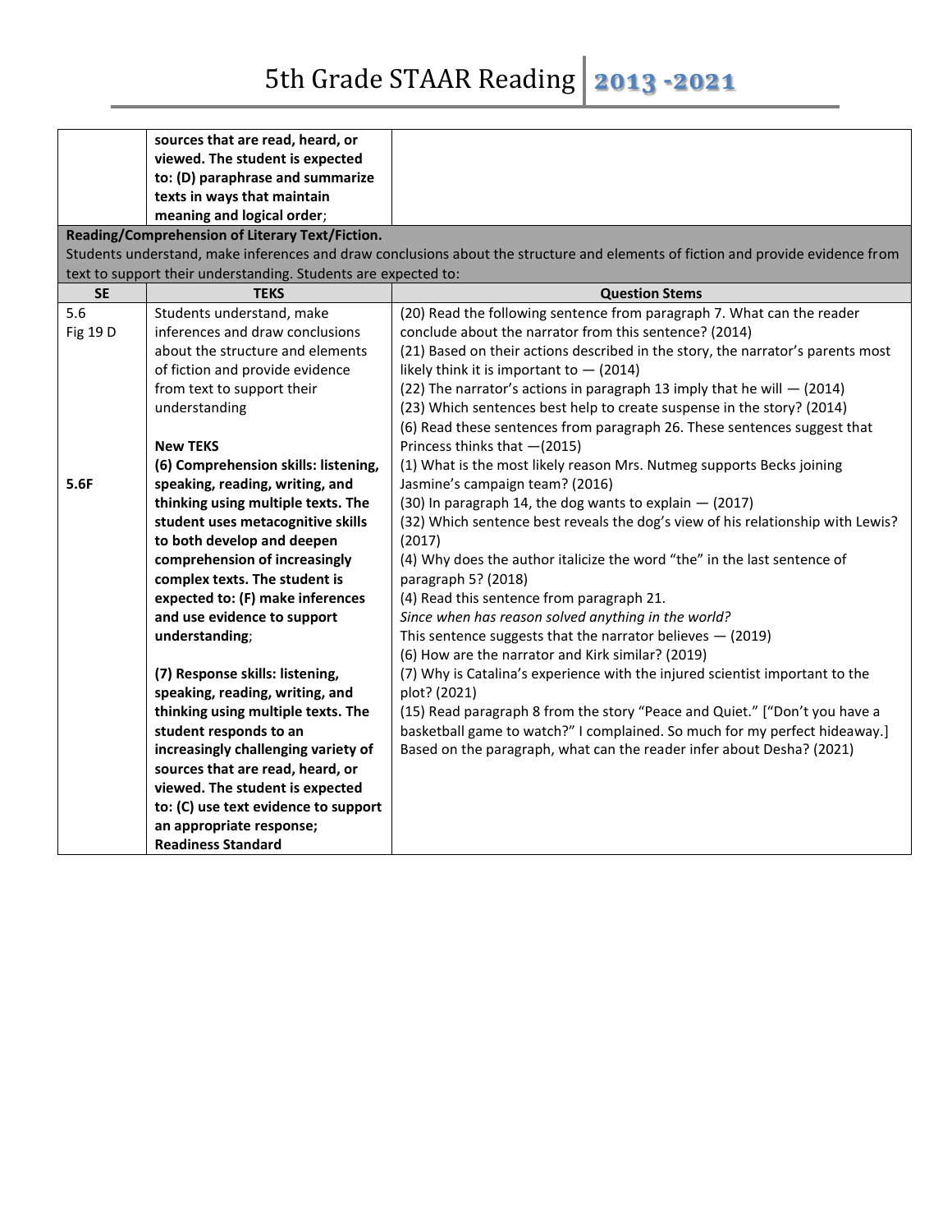| | | |
|---|---|---|
| | **sources that are read, heard, or viewed. The student is expected to: (D) paraphrase and summarize texts in ways that maintain meaning and logical order**; | |

**Reading/Comprehension of Literary Text/Fiction.**
Students understand, make inferences and draw conclusions about the structure and elements of fiction and provide evidence from text to support their understanding. Students are expected to:

| SE | TEKS | Question Stems |
|---|---|---|
| 5.6<br>Fig 19 D<br><br><br><br><br><br><br>**5.6F** | Students understand, make inferences and draw conclusions about the structure and elements of fiction and provide evidence from text to support their understanding<br><br>**New TEKS**<br>**(6) Comprehension skills: listening, speaking, reading, writing, and thinking using multiple texts. The student uses metacognitive skills to both develop and deepen comprehension of increasingly complex texts. The student is expected to: (F) make inferences and use evidence to support understanding**;<br><br>**(7) Response skills: listening, speaking, reading, writing, and thinking using multiple texts. The student responds to an increasingly challenging variety of sources that are read, heard, or viewed. The student is expected to: (C) use text evidence to support an appropriate response;**<br>**Readiness Standard** | (20) Read the following sentence from paragraph 7. What can the reader conclude about the narrator from this sentence? (2014)<br>(21) Based on their actions described in the story, the narrator's parents most likely think it is important to — (2014)<br>(22) The narrator's actions in paragraph 13 imply that he will — (2014)<br>(23) Which sentences best help to create suspense in the story? (2014)<br>(6) Read these sentences from paragraph 26. These sentences suggest that Princess thinks that —(2015)<br>(1) What is the most likely reason Mrs. Nutmeg supports Becks joining Jasmine's campaign team? (2016)<br>(30) In paragraph 14, the dog wants to explain — (2017)<br>(32) Which sentence best reveals the dog's view of his relationship with Lewis? (2017)<br>(4) Why does the author italicize the word "the" in the last sentence of paragraph 5? (2018)<br>(4) Read this sentence from paragraph 21.<br>*Since when has reason solved anything in the world?*<br>This sentence suggests that the narrator believes — (2019)<br>(6) How are the narrator and Kirk similar? (2019)<br>(7) Why is Catalina's experience with the injured scientist important to the plot? (2021)<br>(15) Read paragraph 8 from the story "Peace and Quiet." ["Don't you have a basketball game to watch?" I complained. So much for my perfect hideaway.] Based on the paragraph, what can the reader infer about Desha? (2021) |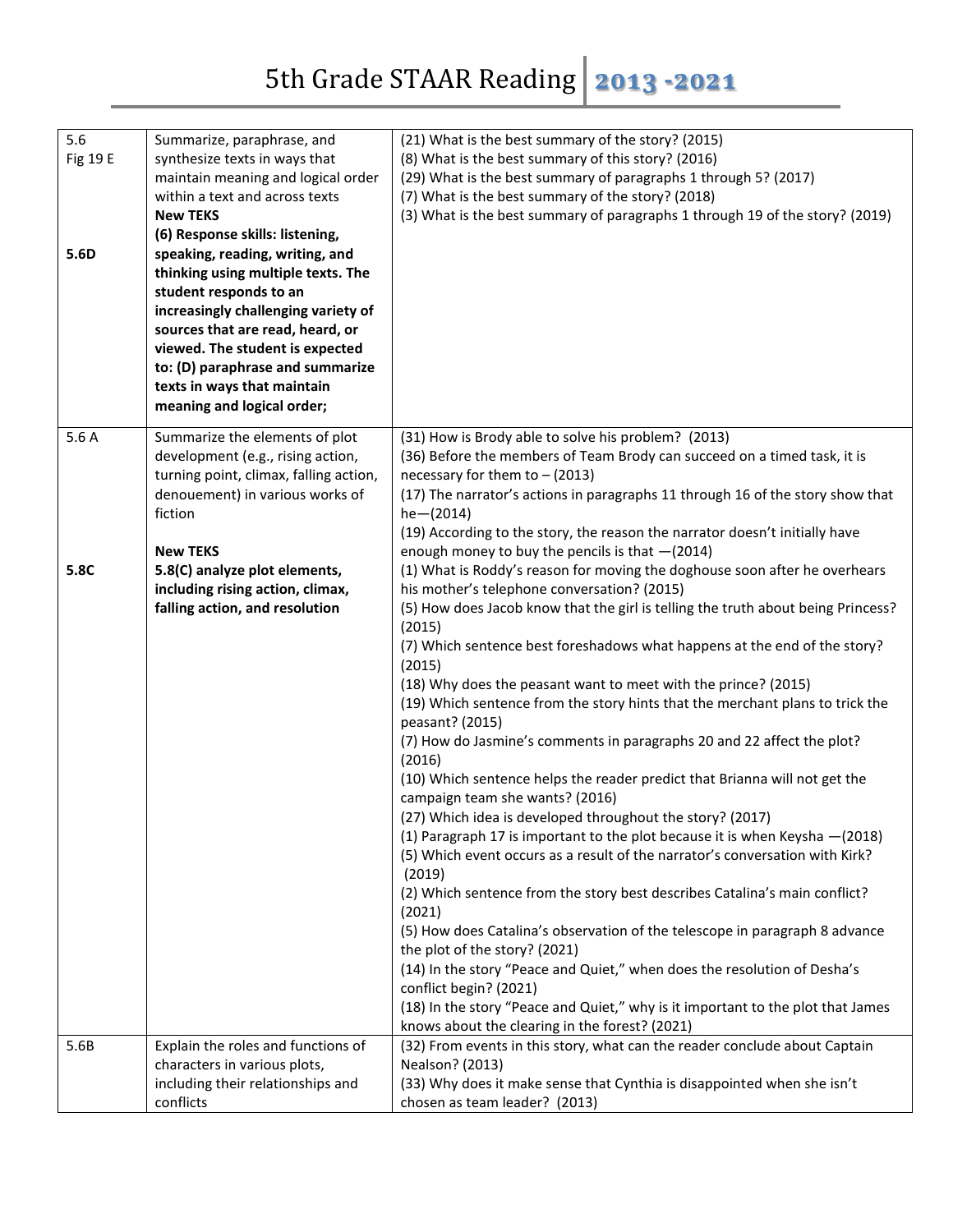# 5th Grade STAAR Reading | 2013 -2021

| | | |
|---|---|---|
| 5.6<br>Fig 19 E<br><br><br><br><br>**5.6D** | Summarize, paraphrase, and synthesize texts in ways that maintain meaning and logical order within a text and across texts<br>**New TEKS**<br>**(6) Response skills: listening, speaking, reading, writing, and thinking using multiple texts. The student responds to an increasingly challenging variety of sources that are read, heard, or viewed. The student is expected to: (D) paraphrase and summarize texts in ways that maintain meaning and logical order;** | (21) What is the best summary of the story? (2015)<br>(8) What is the best summary of this story? (2016)<br>(29) What is the best summary of paragraphs 1 through 5? (2017)<br>(7) What is the best summary of the story? (2018)<br>(3) What is the best summary of paragraphs 1 through 19 of the story? (2019) |
| 5.6 A<br><br><br><br><br><br>**5.8C** | Summarize the elements of plot development (e.g., rising action, turning point, climax, falling action, denouement) in various works of fiction<br><br>**New TEKS**<br>**5.8(C) analyze plot elements, including rising action, climax, falling action, and resolution** | (31) How is Brody able to solve his problem? (2013)<br>(36) Before the members of Team Brody can succeed on a timed task, it is necessary for them to – (2013)<br>(17) The narrator's actions in paragraphs 11 through 16 of the story show that he—(2014)<br>(19) According to the story, the reason the narrator doesn't initially have enough money to buy the pencils is that —(2014)<br>(1) What is Roddy's reason for moving the doghouse soon after he overhears his mother's telephone conversation? (2015)<br>(5) How does Jacob know that the girl is telling the truth about being Princess? (2015)<br>(7) Which sentence best foreshadows what happens at the end of the story? (2015)<br>(18) Why does the peasant want to meet with the prince? (2015)<br>(19) Which sentence from the story hints that the merchant plans to trick the peasant? (2015)<br>(7) How do Jasmine's comments in paragraphs 20 and 22 affect the plot? (2016)<br>(10) Which sentence helps the reader predict that Brianna will not get the campaign team she wants? (2016)<br>(27) Which idea is developed throughout the story? (2017)<br>(1) Paragraph 17 is important to the plot because it is when Keysha —(2018)<br>(5) Which event occurs as a result of the narrator's conversation with Kirk? (2019)<br>(2) Which sentence from the story best describes Catalina's main conflict? (2021)<br>(5) How does Catalina's observation of the telescope in paragraph 8 advance the plot of the story? (2021)<br>(14) In the story "Peace and Quiet," when does the resolution of Desha's conflict begin? (2021)<br>(18) In the story "Peace and Quiet," why is it important to the plot that James knows about the clearing in the forest? (2021) |
| 5.6B | Explain the roles and functions of characters in various plots, including their relationships and conflicts | (32) From events in this story, what can the reader conclude about Captain Nealson? (2013)<br>(33) Why does it make sense that Cynthia is disappointed when she isn't chosen as team leader? (2013) |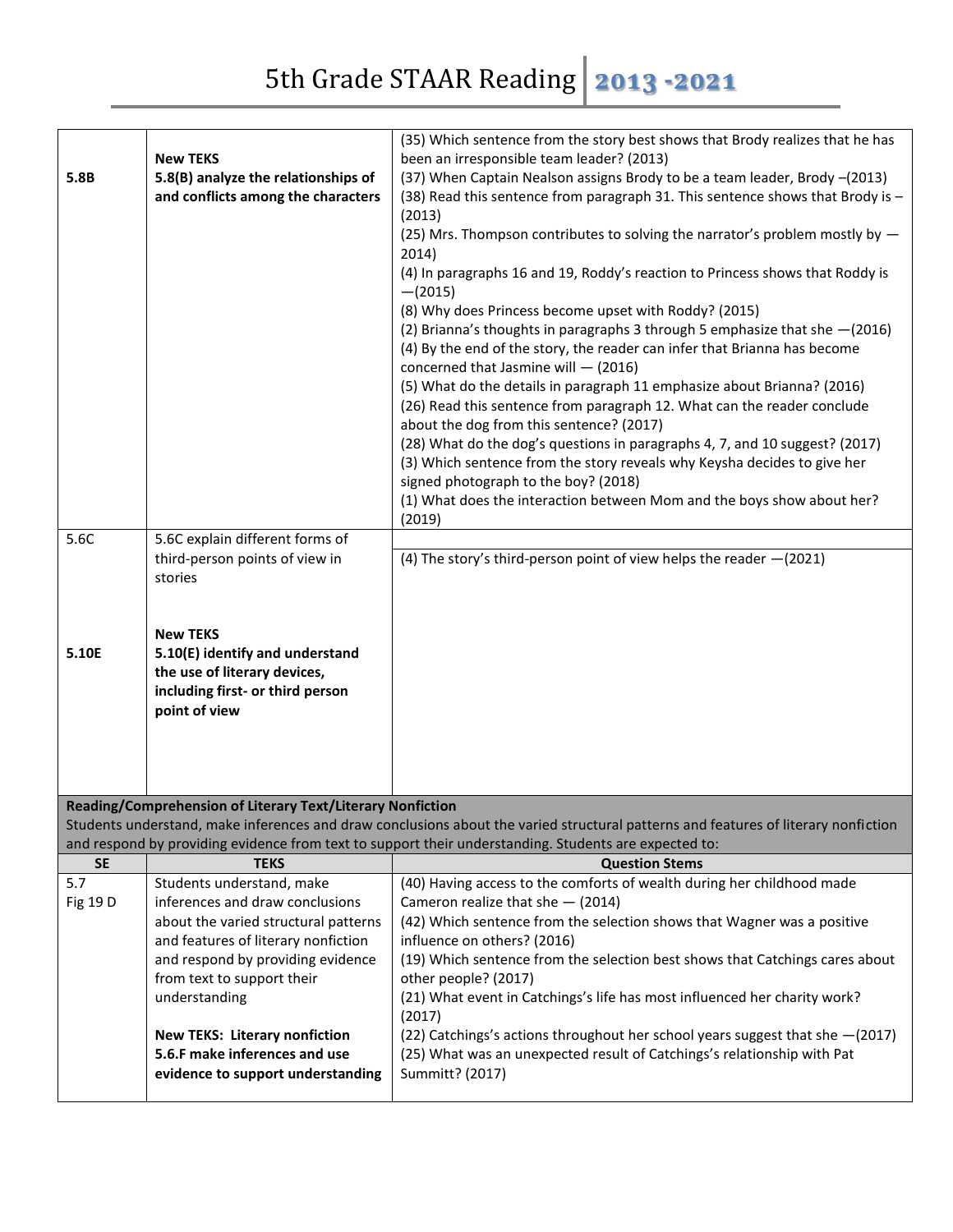# 5th Grade STAAR Reading 2013 -2021

| | | |
|---|---|---|
| **5.8B** | **New TEKS**<br>**5.8(B) analyze the relationships of and conflicts among the characters** | (35) Which sentence from the story best shows that Brody realizes that he has been an irresponsible team leader? (2013)<br>(37) When Captain Nealson assigns Brody to be a team leader, Brody –(2013)<br>(38) Read this sentence from paragraph 31. This sentence shows that Brody is – (2013)<br>(25) Mrs. Thompson contributes to solving the narrator's problem mostly by — 2014)<br>(4) In paragraphs 16 and 19, Roddy's reaction to Princess shows that Roddy is —(2015)<br>(8) Why does Princess become upset with Roddy? (2015)<br>(2) Brianna's thoughts in paragraphs 3 through 5 emphasize that she —(2016)<br>(4) By the end of the story, the reader can infer that Brianna has become concerned that Jasmine will — (2016)<br>(5) What do the details in paragraph 11 emphasize about Brianna? (2016)<br>(26) Read this sentence from paragraph 12. What can the reader conclude about the dog from this sentence? (2017)<br>(28) What do the dog's questions in paragraphs 4, 7, and 10 suggest? (2017)<br>(3) Which sentence from the story reveals why Keysha decides to give her signed photograph to the boy? (2018)<br>(1) What does the interaction between Mom and the boys show about her? (2019) |
| 5.6C<br><br>**5.10E** | 5.6C explain different forms of third-person points of view in stories<br><br>**New TEKS**<br>**5.10(E) identify and understand the use of literary devices, including first- or third person point of view** | (4) The story's third-person point of view helps the reader —(2021) |

**Reading/Comprehension of Literary Text/Literary Nonfiction**
Students understand, make inferences and draw conclusions about the varied structural patterns and features of literary nonfiction and respond by providing evidence from text to support their understanding. Students are expected to:

| SE | TEKS | Question Stems |
|---|---|---|
| 5.7<br>Fig 19 D | Students understand, make inferences and draw conclusions about the varied structural patterns and features of literary nonfiction and respond by providing evidence from text to support their understanding<br><br>**New TEKS: Literary nonfiction**<br>**5.6.F make inferences and use evidence to support understanding** | (40) Having access to the comforts of wealth during her childhood made Cameron realize that she — (2014)<br>(42) Which sentence from the selection shows that Wagner was a positive influence on others? (2016)<br>(19) Which sentence from the selection best shows that Catchings cares about other people? (2017)<br>(21) What event in Catchings's life has most influenced her charity work? (2017)<br>(22) Catchings's actions throughout her school years suggest that she —(2017)<br>(25) What was an unexpected result of Catchings's relationship with Pat Summitt? (2017) |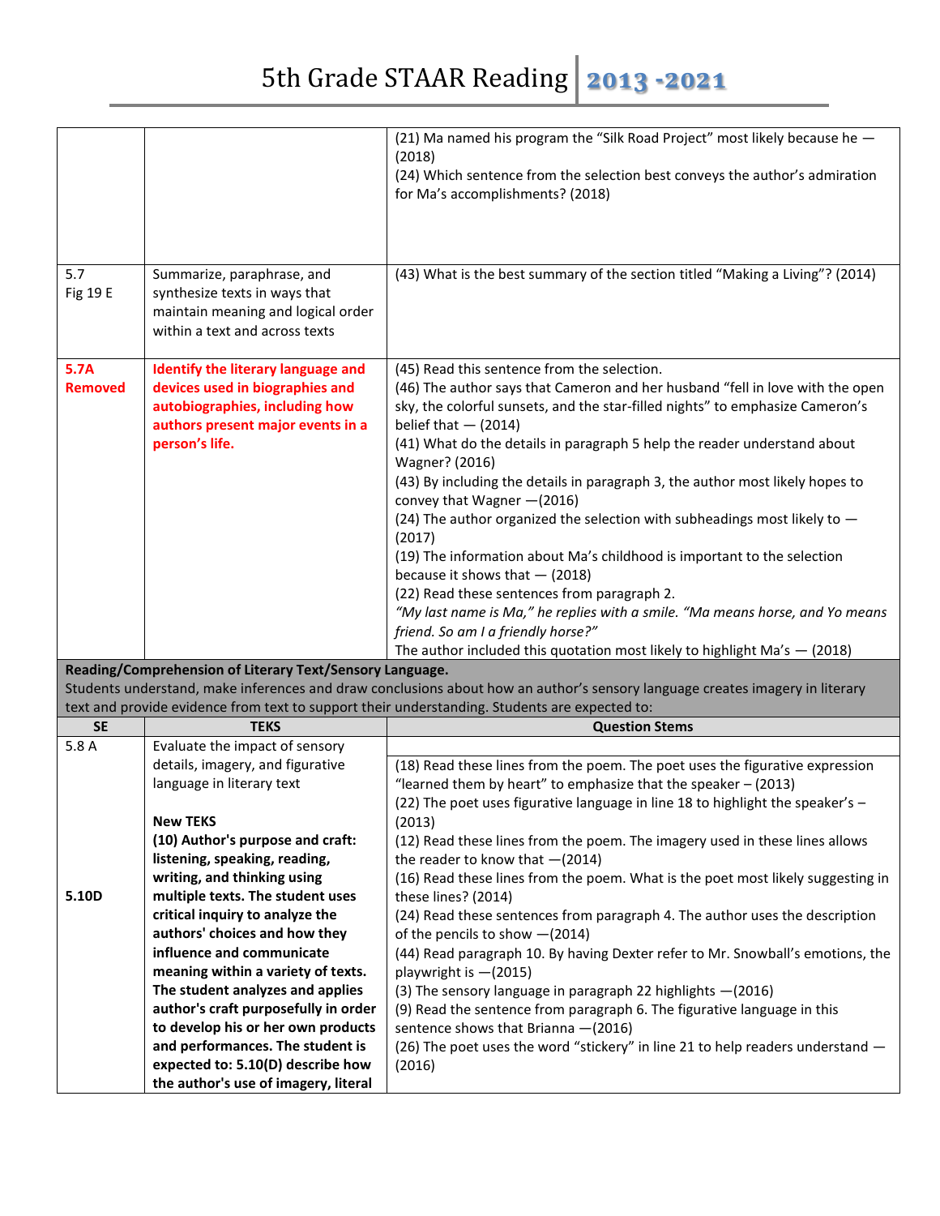| | | |
|---|---|---|
| | | (21) Ma named his program the "Silk Road Project" most likely because he — (2018)<br>(24) Which sentence from the selection best conveys the author's admiration for Ma's accomplishments? (2018) |
| 5.7<br>Fig 19 E | Summarize, paraphrase, and synthesize texts in ways that maintain meaning and logical order within a text and across texts | (43) What is the best summary of the section titled "Making a Living"? (2014) |
| **5.7A**<br>**Removed** | **Identify the literary language and devices used in biographies and autobiographies, including how authors present major events in a person's life.** | (45) Read this sentence from the selection.<br>(46) The author says that Cameron and her husband "fell in love with the open sky, the colorful sunsets, and the star-filled nights" to emphasize Cameron's belief that — (2014)<br>(41) What do the details in paragraph 5 help the reader understand about Wagner? (2016)<br>(43) By including the details in paragraph 3, the author most likely hopes to convey that Wagner —(2016)<br>(24) The author organized the selection with subheadings most likely to — (2017)<br>(19) The information about Ma's childhood is important to the selection because it shows that — (2018)<br>(22) Read these sentences from paragraph 2.<br>*"My last name is Ma," he replies with a smile. "Ma means horse, and Yo means friend. So am I a friendly horse?"*<br>The author included this quotation most likely to highlight Ma's — (2018) |
| **Reading/Comprehension of Literary Text/Sensory Language.** Students understand, make inferences and draw conclusions about how an author's sensory language creates imagery in literary text and provide evidence from text to support their understanding. Students are expected to: | | |
| **SE** | **TEKS** | **Question Stems** |
| 5.8 A<br><br><br><br><br><br><br><br>5.10D | Evaluate the impact of sensory details, imagery, and figurative language in literary text<br><br>**New TEKS**<br>**(10) Author's purpose and craft: listening, speaking, reading, writing, and thinking using multiple texts. The student uses critical inquiry to analyze the authors' choices and how they influence and communicate meaning within a variety of texts. The student analyzes and applies author's craft purposefully in order to develop his or her own products and performances. The student is expected to: 5.10(D) describe how the author's use of imagery, literal** | (18) Read these lines from the poem. The poet uses the figurative expression "learned them by heart" to emphasize that the speaker – (2013)<br>(22) The poet uses figurative language in line 18 to highlight the speaker's – (2013)<br>(12) Read these lines from the poem. The imagery used in these lines allows the reader to know that —(2014)<br>(16) Read these lines from the poem. What is the poet most likely suggesting in these lines? (2014)<br>(24) Read these sentences from paragraph 4. The author uses the description of the pencils to show —(2014)<br>(44) Read paragraph 10. By having Dexter refer to Mr. Snowball's emotions, the playwright is —(2015)<br>(3) The sensory language in paragraph 22 highlights —(2016)<br>(9) Read the sentence from paragraph 6. The figurative language in this sentence shows that Brianna —(2016)<br>(26) The poet uses the word "stickery" in line 21 to help readers understand — (2016) |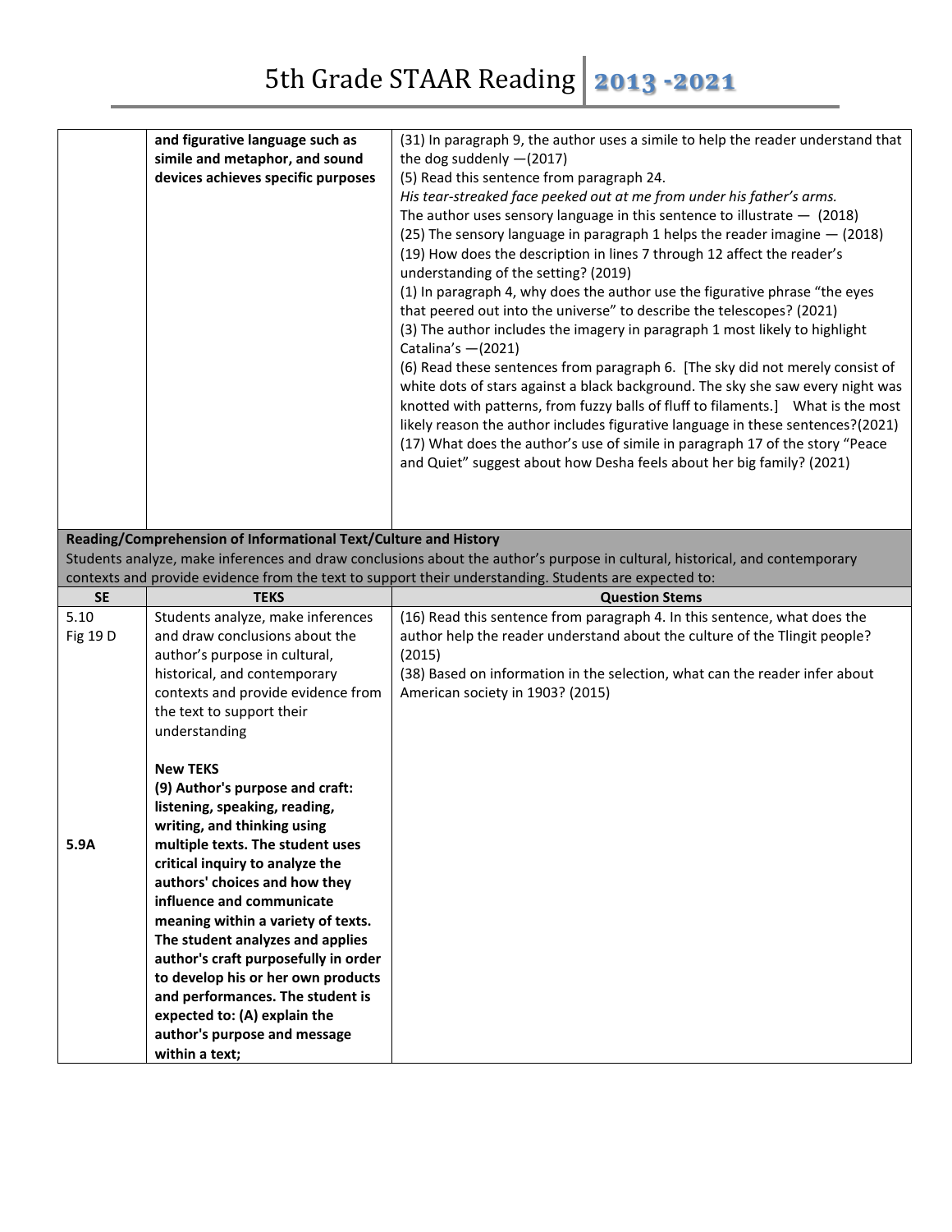| | and figurative language such as simile and metaphor, and sound devices achieves specific purposes | (31) In paragraph 9, the author uses a simile to help the reader understand that the dog suddenly —(2017)<br>(5) Read this sentence from paragraph 24.<br>*His tear-streaked face peeked out at me from under his father's arms.*<br>The author uses sensory language in this sentence to illustrate — (2018)<br>(25) The sensory language in paragraph 1 helps the reader imagine — (2018)<br>(19) How does the description in lines 7 through 12 affect the reader's understanding of the setting? (2019)<br>(1) In paragraph 4, why does the author use the figurative phrase "the eyes that peered out into the universe" to describe the telescopes? (2021)<br>(3) The author includes the imagery in paragraph 1 most likely to highlight Catalina's —(2021)<br>(6) Read these sentences from paragraph 6. [The sky did not merely consist of white dots of stars against a black background. The sky she saw every night was knotted with patterns, from fuzzy balls of fluff to filaments.] What is the most likely reason the author includes figurative language in these sentences?(2021)<br>(17) What does the author's use of simile in paragraph 17 of the story "Peace and Quiet" suggest about how Desha feels about her big family? (2021) |
|---|---|---|

**Reading/Comprehension of Informational Text/Culture and History**

Students analyze, make inferences and draw conclusions about the author's purpose in cultural, historical, and contemporary contexts and provide evidence from the text to support their understanding. Students are expected to:

| SE | TEKS | Question Stems |
|---|---|---|
| 5.10<br>Fig 19 D<br><br>5.9A | Students analyze, make inferences and draw conclusions about the author's purpose in cultural, historical, and contemporary contexts and provide evidence from the text to support their understanding<br><br>**New TEKS**<br>**(9) Author's purpose and craft: listening, speaking, reading, writing, and thinking using multiple texts. The student uses critical inquiry to analyze the authors' choices and how they influence and communicate meaning within a variety of texts. The student analyzes and applies author's craft purposefully in order to develop his or her own products and performances. The student is expected to: (A) explain the author's purpose and message within a text;** | (16) Read this sentence from paragraph 4. In this sentence, what does the author help the reader understand about the culture of the Tlingit people? (2015)<br>(38) Based on information in the selection, what can the reader infer about American society in 1903? (2015) |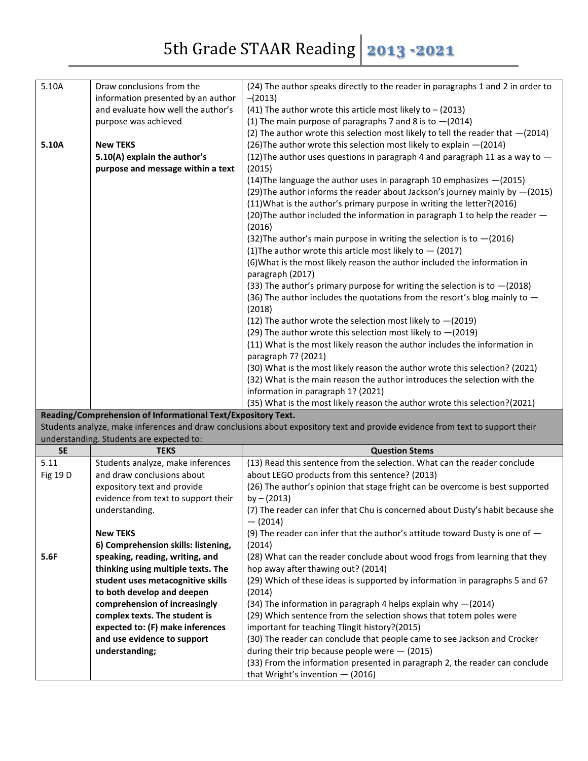# 5th Grade STAAR Reading 2013 -2021

| | | |
|---|---|---|
| 5.10A<br><br><br><br>**5.10A** | Draw conclusions from the information presented by an author and evaluate how well the author's purpose was achieved<br><br>**New TEKS**<br>**5.10(A) explain the author's purpose and message within a text** | (24) The author speaks directly to the reader in paragraphs 1 and 2 in order to –(2013)<br>(41) The author wrote this article most likely to – (2013)<br>(1) The main purpose of paragraphs 7 and 8 is to —(2014)<br>(2) The author wrote this selection most likely to tell the reader that —(2014)<br>(26)The author wrote this selection most likely to explain —(2014)<br>(12)The author uses questions in paragraph 4 and paragraph 11 as a way to — (2015)<br>(14)The language the author uses in paragraph 10 emphasizes —(2015)<br>(29)The author informs the reader about Jackson's journey mainly by —(2015)<br>(11)What is the author's primary purpose in writing the letter?(2016)<br>(20)The author included the information in paragraph 1 to help the reader — (2016)<br>(32)The author's main purpose in writing the selection is to —(2016)<br>(1)The author wrote this article most likely to — (2017)<br>(6)What is the most likely reason the author included the information in paragraph (2017)<br>(33) The author's primary purpose for writing the selection is to —(2018)<br>(36) The author includes the quotations from the resort's blog mainly to — (2018)<br>(12) The author wrote the selection most likely to —(2019)<br>(29) The author wrote this selection most likely to —(2019)<br>(11) What is the most likely reason the author includes the information in paragraph 7? (2021)<br>(30) What is the most likely reason the author wrote this selection? (2021)<br>(32) What is the main reason the author introduces the selection with the information in paragraph 1? (2021)<br>(35) What is the most likely reason the author wrote this selection?(2021) |
| **Reading/Comprehension of Informational Text/Expository Text.**<br>Students analyze, make inferences and draw conclusions about expository text and provide evidence from text to support their understanding. Students are expected to: | | |
| **SE** | **TEKS** | **Question Stems** |
| 5.11<br>Fig 19 D<br><br><br><br><br>**5.6F** | Students analyze, make inferences and draw conclusions about expository text and provide evidence from text to support their understanding.<br><br>**New TEKS**<br>**6) Comprehension skills: listening, speaking, reading, writing, and thinking using multiple texts. The student uses metacognitive skills to both develop and deepen comprehension of increasingly complex texts. The student is expected to: (F) make inferences and use evidence to support understanding;** | (13) Read this sentence from the selection. What can the reader conclude about LEGO products from this sentence? (2013)<br>(26) The author's opinion that stage fright can be overcome is best supported by – (2013)<br>(7) The reader can infer that Chu is concerned about Dusty's habit because she — (2014)<br>(9) The reader can infer that the author's attitude toward Dusty is one of — (2014)<br>(28) What can the reader conclude about wood frogs from learning that they hop away after thawing out? (2014)<br>(29) Which of these ideas is supported by information in paragraphs 5 and 6? (2014)<br>(34) The information in paragraph 4 helps explain why —(2014)<br>(29) Which sentence from the selection shows that totem poles were important for teaching Tlingit history?(2015)<br>(30) The reader can conclude that people came to see Jackson and Crocker during their trip because people were — (2015)<br>(33) From the information presented in paragraph 2, the reader can conclude that Wright's invention — (2016) |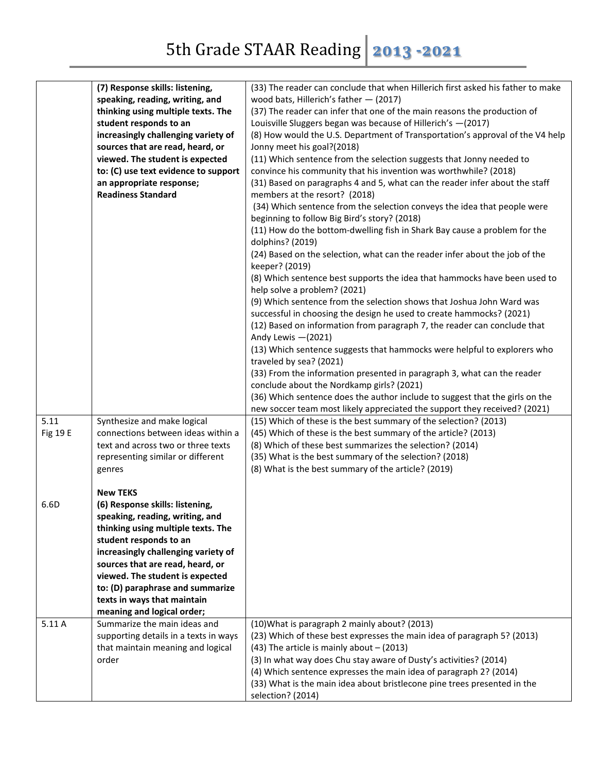| | | |
|---|---|---|
| | **(7) Response skills: listening, speaking, reading, writing, and thinking using multiple texts. The student responds to an increasingly challenging variety of sources that are read, heard, or viewed. The student is expected to: (C) use text evidence to support an appropriate response; Readiness Standard** | (33) The reader can conclude that when Hillerich first asked his father to make wood bats, Hillerich's father — (2017)<br>(37) The reader can infer that one of the main reasons the production of Louisville Sluggers began was because of Hillerich's —(2017)<br>(8) How would the U.S. Department of Transportation's approval of the V4 help Jonny meet his goal?(2018)<br>(11) Which sentence from the selection suggests that Jonny needed to convince his community that his invention was worthwhile? (2018)<br>(31) Based on paragraphs 4 and 5, what can the reader infer about the staff members at the resort? (2018)<br>(34) Which sentence from the selection conveys the idea that people were beginning to follow Big Bird's story? (2018)<br>(11) How do the bottom-dwelling fish in Shark Bay cause a problem for the dolphins? (2019)<br>(24) Based on the selection, what can the reader infer about the job of the keeper? (2019)<br>(8) Which sentence best supports the idea that hammocks have been used to help solve a problem? (2021)<br>(9) Which sentence from the selection shows that Joshua John Ward was successful in choosing the design he used to create hammocks? (2021)<br>(12) Based on information from paragraph 7, the reader can conclude that Andy Lewis —(2021)<br>(13) Which sentence suggests that hammocks were helpful to explorers who traveled by sea? (2021)<br>(33) From the information presented in paragraph 3, what can the reader conclude about the Nordkamp girls? (2021)<br>(36) Which sentence does the author include to suggest that the girls on the new soccer team most likely appreciated the support they received? (2021) |
| 5.11<br>Fig 19 E<br><br><br><br><br>6.6D | Synthesize and make logical connections between ideas within a text and across two or three texts representing similar or different genres<br><br>**New TEKS**<br>**(6) Response skills: listening, speaking, reading, writing, and thinking using multiple texts. The student responds to an increasingly challenging variety of sources that are read, heard, or viewed. The student is expected to: (D) paraphrase and summarize texts in ways that maintain meaning and logical order;** | (15) Which of these is the best summary of the selection? (2013)<br>(45) Which of these is the best summary of the article? (2013)<br>(8) Which of these best summarizes the selection? (2014)<br>(35) What is the best summary of the selection? (2018)<br>(8) What is the best summary of the article? (2019) |
| 5.11 A | Summarize the main ideas and supporting details in a texts in ways that maintain meaning and logical order | (10)What is paragraph 2 mainly about? (2013)<br>(23) Which of these best expresses the main idea of paragraph 5? (2013)<br>(43) The article is mainly about – (2013)<br>(3) In what way does Chu stay aware of Dusty's activities? (2014)<br>(4) Which sentence expresses the main idea of paragraph 2? (2014)<br>(33) What is the main idea about bristlecone pine trees presented in the selection? (2014) |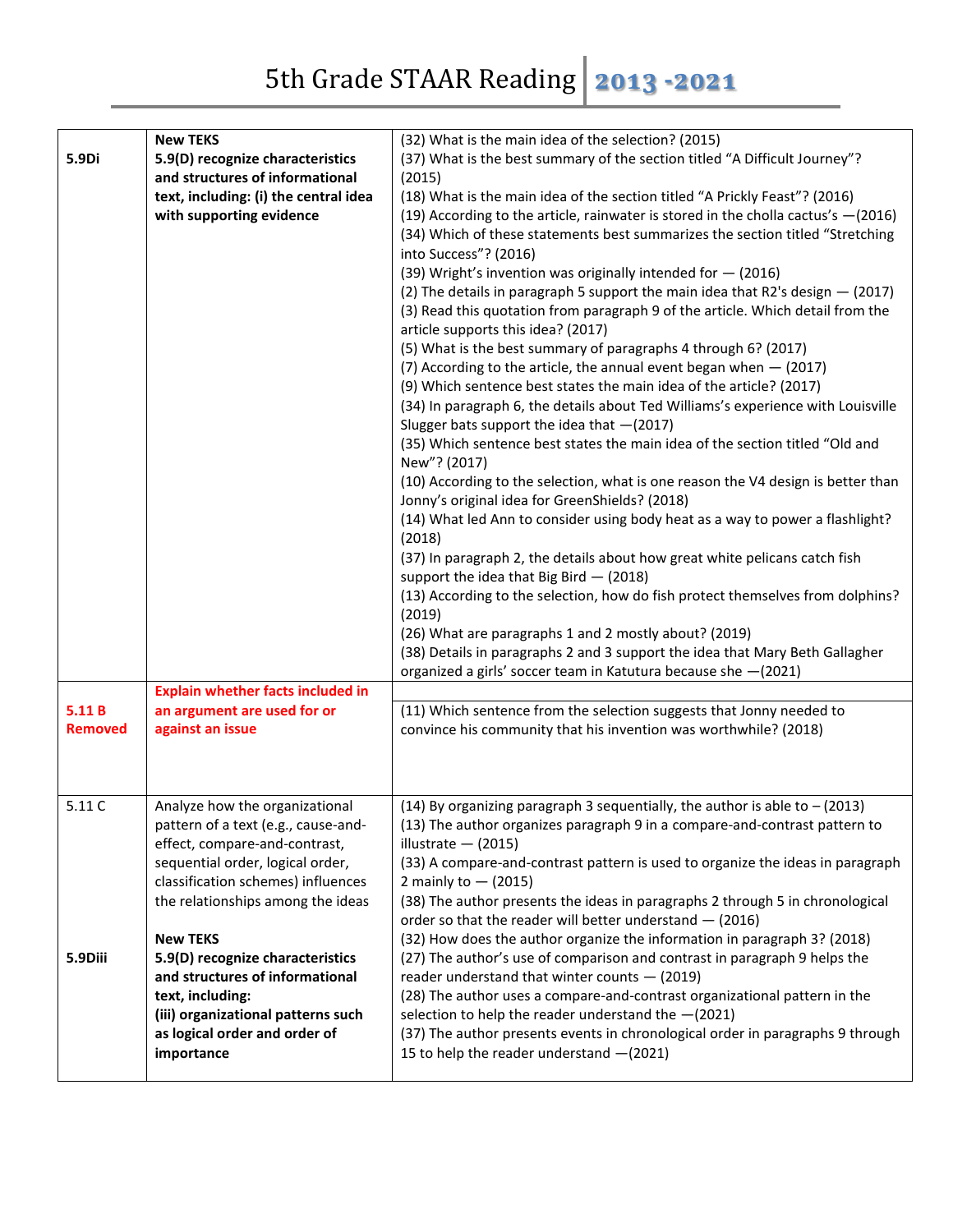# 5th Grade STAAR Reading 2013 -2021

| | | |
|---|---|---|
| **5.9Di** | **New TEKS**<br>**5.9(D) recognize characteristics and structures of informational text, including: (i) the central idea with supporting evidence** | (32) What is the main idea of the selection? (2015)<br>(37) What is the best summary of the section titled "A Difficult Journey"? (2015)<br>(18) What is the main idea of the section titled "A Prickly Feast"? (2016)<br>(19) According to the article, rainwater is stored in the cholla cactus's —(2016)<br>(34) Which of these statements best summarizes the section titled "Stretching into Success"? (2016)<br>(39) Wright's invention was originally intended for — (2016)<br>(2) The details in paragraph 5 support the main idea that R2's design — (2017)<br>(3) Read this quotation from paragraph 9 of the article. Which detail from the article supports this idea? (2017)<br>(5) What is the best summary of paragraphs 4 through 6? (2017)<br>(7) According to the article, the annual event began when — (2017)<br>(9) Which sentence best states the main idea of the article? (2017)<br>(34) In paragraph 6, the details about Ted Williams's experience with Louisville Slugger bats support the idea that —(2017)<br>(35) Which sentence best states the main idea of the section titled "Old and New"? (2017)<br>(10) According to the selection, what is one reason the V4 design is better than Jonny's original idea for GreenShields? (2018)<br>(14) What led Ann to consider using body heat as a way to power a flashlight? (2018)<br>(37) In paragraph 2, the details about how great white pelicans catch fish support the idea that Big Bird — (2018)<br>(13) According to the selection, how do fish protect themselves from dolphins? (2019)<br>(26) What are paragraphs 1 and 2 mostly about? (2019)<br>(38) Details in paragraphs 2 and 3 support the idea that Mary Beth Gallagher organized a girls' soccer team in Katutura because she —(2021) |
| **5.11 B Removed** | **Explain whether facts included in an argument are used for or against an issue** | (11) Which sentence from the selection suggests that Jonny needed to convince his community that his invention was worthwhile? (2018) |
| 5.11 C<br><br>**5.9Diii** | Analyze how the organizational pattern of a text (e.g., cause-and-effect, compare-and-contrast, sequential order, logical order, classification schemes) influences the relationships among the ideas<br><br>**New TEKS**<br>**5.9(D) recognize characteristics and structures of informational text, including:**<br>**(iii) organizational patterns such as logical order and order of importance** | (14) By organizing paragraph 3 sequentially, the author is able to – (2013)<br>(13) The author organizes paragraph 9 in a compare-and-contrast pattern to illustrate — (2015)<br>(33) A compare-and-contrast pattern is used to organize the ideas in paragraph 2 mainly to — (2015)<br>(38) The author presents the ideas in paragraphs 2 through 5 in chronological order so that the reader will better understand — (2016)<br>(32) How does the author organize the information in paragraph 3? (2018)<br>(27) The author's use of comparison and contrast in paragraph 9 helps the reader understand that winter counts — (2019)<br>(28) The author uses a compare-and-contrast organizational pattern in the selection to help the reader understand the —(2021)<br>(37) The author presents events in chronological order in paragraphs 9 through 15 to help the reader understand —(2021) |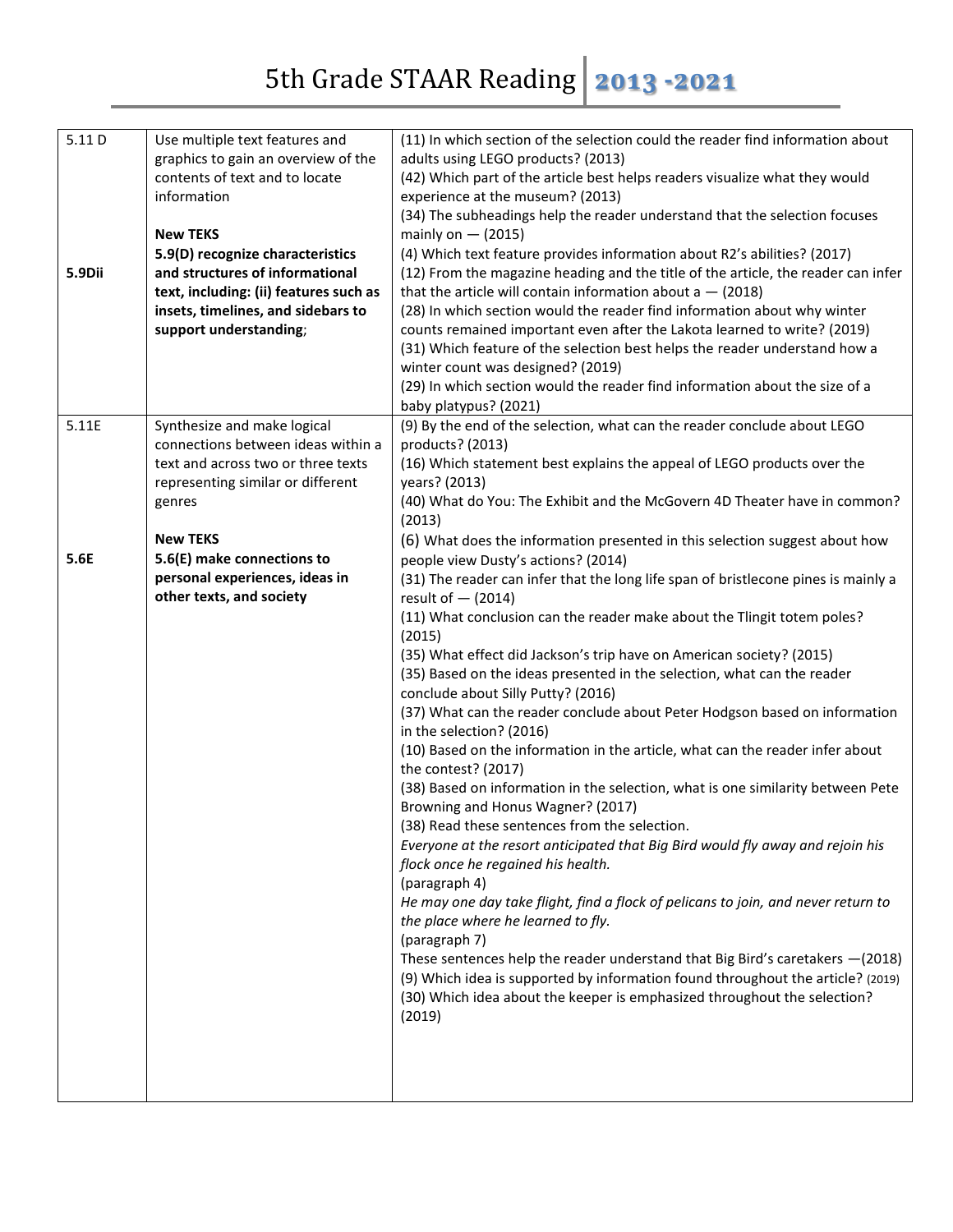# 5th Grade STAAR Reading 2013 -2021

| | | |
|---|---|---|
| 5.11 D<br><br><br><br><br><br>**5.9Dii** | Use multiple text features and graphics to gain an overview of the contents of text and to locate information<br><br>**New TEKS**<br>**5.9(D) recognize characteristics and structures of informational text, including: (ii) features such as insets, timelines, and sidebars to support understanding**; | (11) In which section of the selection could the reader find information about adults using LEGO products? (2013)<br>(42) Which part of the article best helps readers visualize what they would experience at the museum? (2013)<br>(34) The subheadings help the reader understand that the selection focuses mainly on — (2015)<br>(4) Which text feature provides information about R2's abilities? (2017)<br>(12) From the magazine heading and the title of the article, the reader can infer that the article will contain information about a — (2018)<br>(28) In which section would the reader find information about why winter counts remained important even after the Lakota learned to write? (2019)<br>(31) Which feature of the selection best helps the reader understand how a winter count was designed? (2019)<br>(29) In which section would the reader find information about the size of a baby platypus? (2021) |
| 5.11E<br><br><br><br><br><br>**5.6E** | Synthesize and make logical connections between ideas within a text and across two or three texts representing similar or different genres<br><br>**New TEKS**<br>**5.6(E) make connections to personal experiences, ideas in other texts, and society** | (9) By the end of the selection, what can the reader conclude about LEGO products? (2013)<br>(16) Which statement best explains the appeal of LEGO products over the years? (2013)<br>(40) What do You: The Exhibit and the McGovern 4D Theater have in common? (2013)<br>(6) What does the information presented in this selection suggest about how people view Dusty's actions? (2014)<br>(31) The reader can infer that the long life span of bristlecone pines is mainly a result of — (2014)<br>(11) What conclusion can the reader make about the Tlingit totem poles? (2015)<br>(35) What effect did Jackson's trip have on American society? (2015)<br>(35) Based on the ideas presented in the selection, what can the reader conclude about Silly Putty? (2016)<br>(37) What can the reader conclude about Peter Hodgson based on information in the selection? (2016)<br>(10) Based on the information in the article, what can the reader infer about the contest? (2017)<br>(38) Based on information in the selection, what is one similarity between Pete Browning and Honus Wagner? (2017)<br>(38) Read these sentences from the selection.<br>*Everyone at the resort anticipated that Big Bird would fly away and rejoin his flock once he regained his health.*<br>(paragraph 4)<br>*He may one day take flight, find a flock of pelicans to join, and never return to the place where he learned to fly.*<br>(paragraph 7)<br>These sentences help the reader understand that Big Bird's caretakers —(2018)<br>(9) Which idea is supported by information found throughout the article? (2019)<br>(30) Which idea about the keeper is emphasized throughout the selection? (2019) |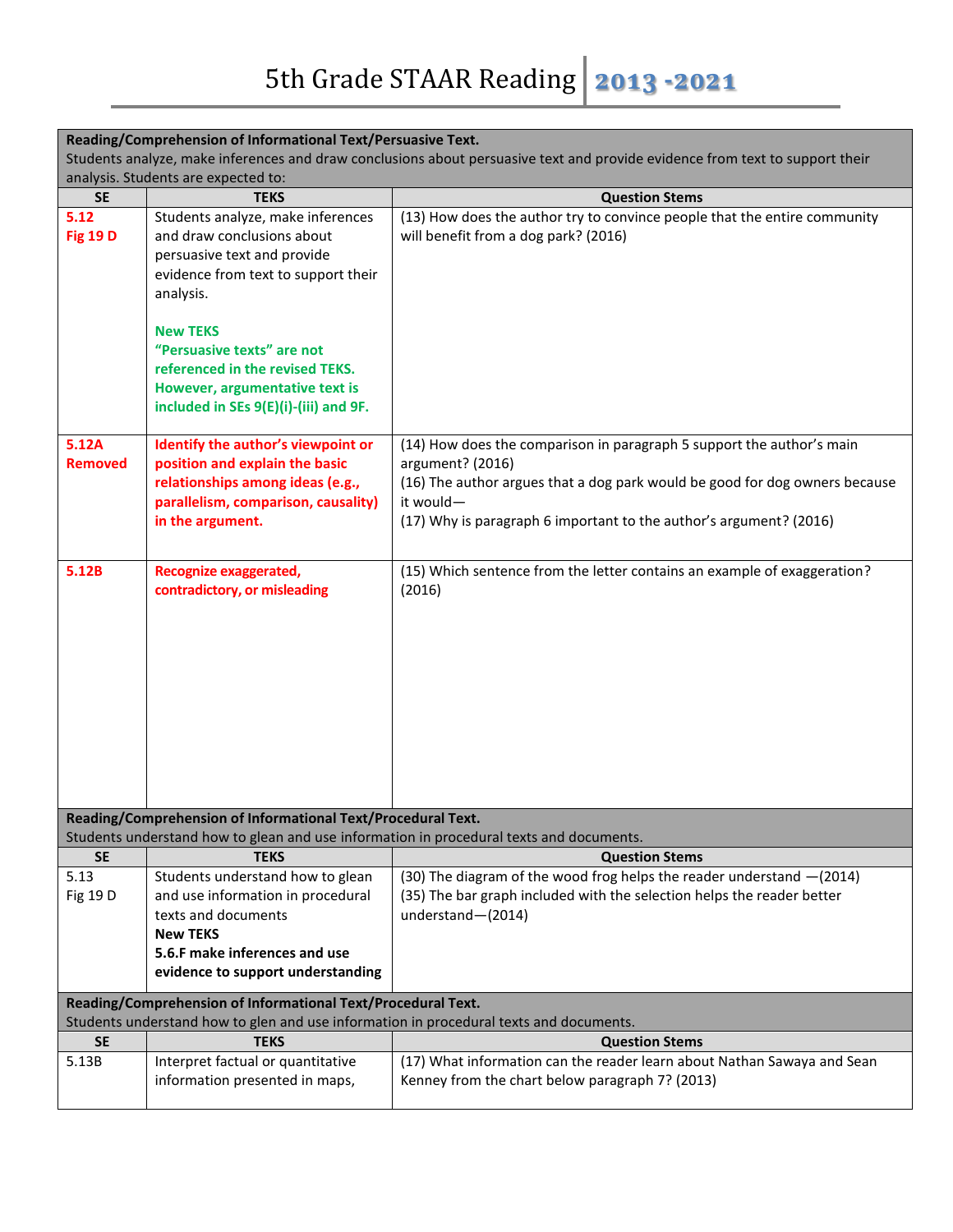# 5th Grade STAAR Reading 2013 -2021

| Reading/Comprehension of Informational Text/Persuasive Text. Students analyze, make inferences and draw conclusions about persuasive text and provide evidence from text to support their analysis. Students are expected to: | | |
|---|---|---|
| **SE** | **TEKS** | **Question Stems** |
| **5.12 Fig 19 D** | Students analyze, make inferences and draw conclusions about persuasive text and provide evidence from text to support their analysis.<br><br>**New TEKS**<br>**"Persuasive texts" are not referenced in the revised TEKS. However, argumentative text is included in SEs 9(E)(i)-(iii) and 9F.** | (13) How does the author try to convince people that the entire community will benefit from a dog park? (2016) |
| **5.12A Removed** | **Identify the author's viewpoint or position and explain the basic relationships among ideas (e.g., parallelism, comparison, causality) in the argument.** | (14) How does the comparison in paragraph 5 support the author's main argument? (2016)<br>(16) The author argues that a dog park would be good for dog owners because it would—<br>(17) Why is paragraph 6 important to the author's argument? (2016) |
| **5.12B** | **Recognize exaggerated, contradictory, or misleading** | (15) Which sentence from the letter contains an example of exaggeration? (2016) |

| Reading/Comprehension of Informational Text/Procedural Text. Students understand how to glean and use information in procedural texts and documents. | | |
|---|---|---|
| **SE** | **TEKS** | **Question Stems** |
| 5.13 Fig 19 D | Students understand how to glean and use information in procedural texts and documents<br>**New TEKS**<br>**5.6.F make inferences and use evidence to support understanding** | (30) The diagram of the wood frog helps the reader understand —(2014)<br>(35) The bar graph included with the selection helps the reader better understand—(2014) |

| Reading/Comprehension of Informational Text/Procedural Text. Students understand how to glen and use information in procedural texts and documents. | | |
|---|---|---|
| **SE** | **TEKS** | **Question Stems** |
| 5.13B | Interpret factual or quantitative information presented in maps, | (17) What information can the reader learn about Nathan Sawaya and Sean Kenney from the chart below paragraph 7? (2013) |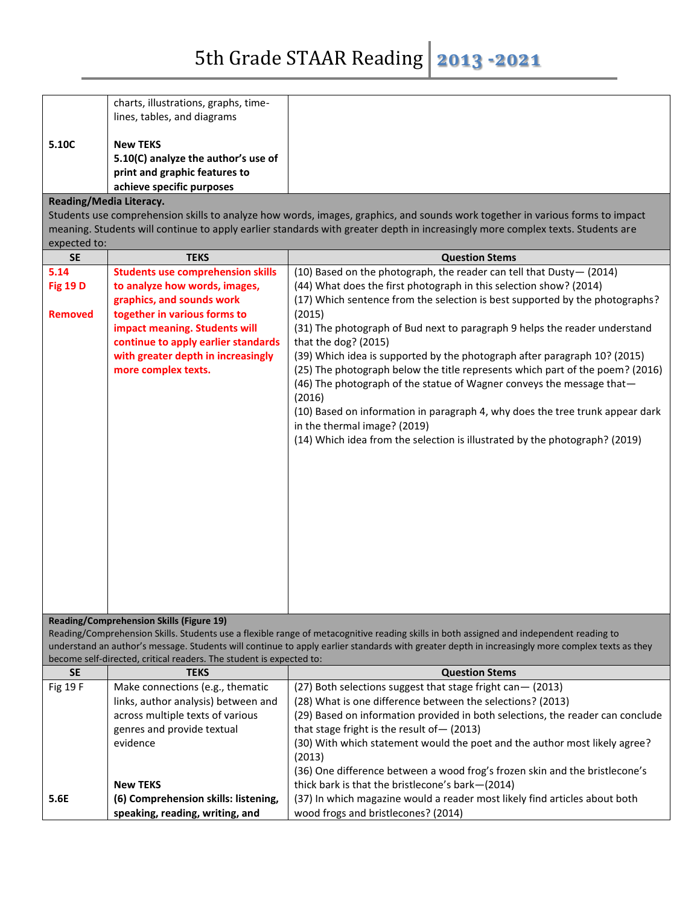| | | |
|---|---|---|
| **5.10C** | charts, illustrations, graphs, time-lines, tables, and diagrams<br><br>**New TEKS**<br>**5.10(C) analyze the author's use of print and graphic features to achieve specific purposes** | |

**Reading/Media Literacy.**
Students use comprehension skills to analyze how words, images, graphics, and sounds work together in various forms to impact meaning. Students will continue to apply earlier standards with greater depth in increasingly more complex texts. Students are expected to:

| SE | TEKS | Question Stems |
|---|---|---|
| **5.14**<br>**Fig 19 D**<br><br>**Removed** | **Students use comprehension skills to analyze how words, images, graphics, and sounds work together in various forms to impact meaning. Students will continue to apply earlier standards with greater depth in increasingly more complex texts.** | (10) Based on the photograph, the reader can tell that Dusty— (2014)<br>(44) What does the first photograph in this selection show? (2014)<br>(17) Which sentence from the selection is best supported by the photographs? (2015)<br>(31) The photograph of Bud next to paragraph 9 helps the reader understand that the dog? (2015)<br>(39) Which idea is supported by the photograph after paragraph 10? (2015)<br>(25) The photograph below the title represents which part of the poem? (2016)<br>(46) The photograph of the statue of Wagner conveys the message that— (2016)<br>(10) Based on information in paragraph 4, why does the tree trunk appear dark in the thermal image? (2019)<br>(14) Which idea from the selection is illustrated by the photograph? (2019) |

**Reading/Comprehension Skills (Figure 19)**
Reading/Comprehension Skills. Students use a flexible range of metacognitive reading skills in both assigned and independent reading to understand an author's message. Students will continue to apply earlier standards with greater depth in increasingly more complex texts as they become self-directed, critical readers. The student is expected to:

| SE | TEKS | Question Stems |
|---|---|---|
| Fig 19 F<br><br><br><br><br>**5.6E** | Make connections (e.g., thematic links, author analysis) between and across multiple texts of various genres and provide textual evidence<br><br>**New TEKS**<br>**(6) Comprehension skills: listening, speaking, reading, writing, and** | (27) Both selections suggest that stage fright can— (2013)<br>(28) What is one difference between the selections? (2013)<br>(29) Based on information provided in both selections, the reader can conclude that stage fright is the result of— (2013)<br>(30) With which statement would the poet and the author most likely agree? (2013)<br>(36) One difference between a wood frog's frozen skin and the bristlecone's thick bark is that the bristlecone's bark—(2014)<br>(37) In which magazine would a reader most likely find articles about both wood frogs and bristlecones? (2014) |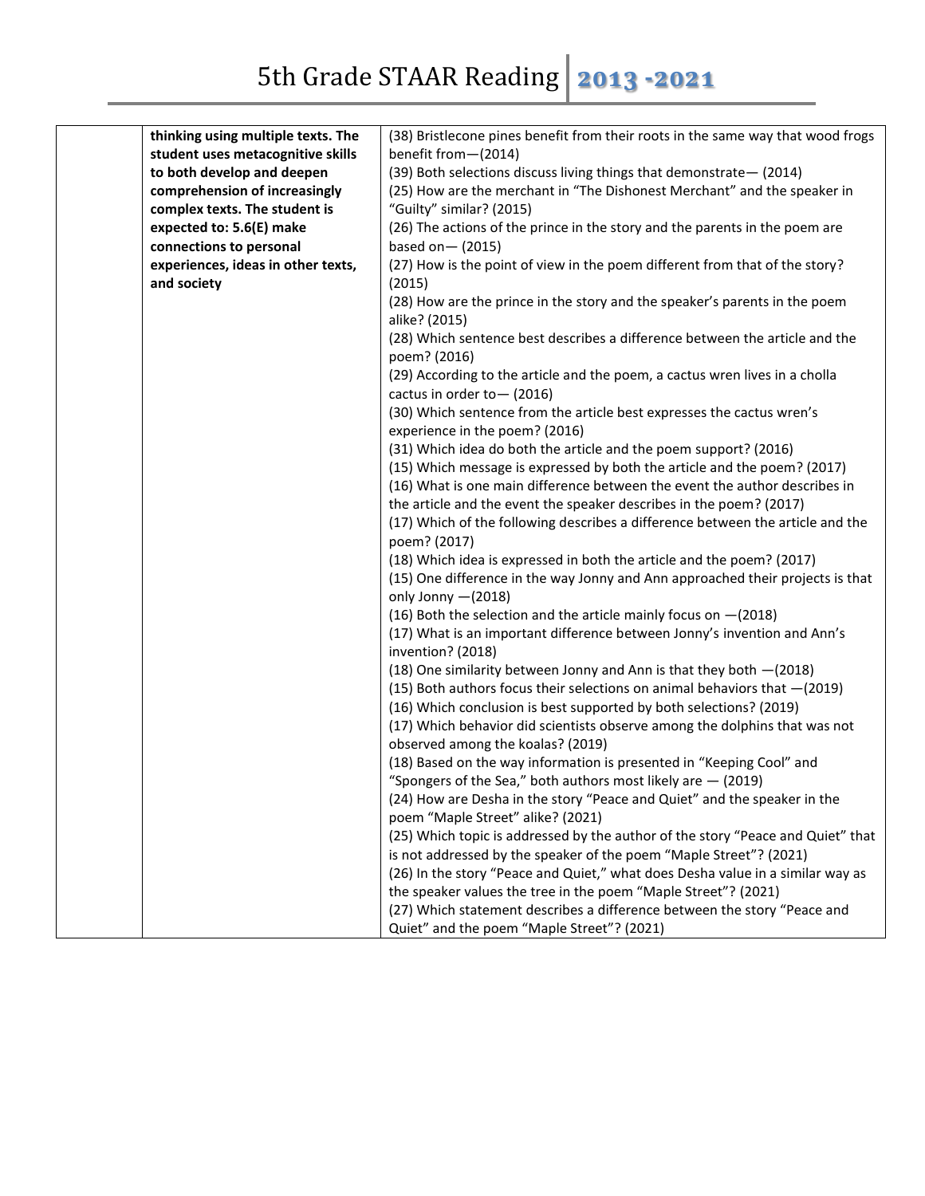| | | |
|---|---|---|
| | **thinking using multiple texts. The student uses metacognitive skills to both develop and deepen comprehension of increasingly complex texts. The student is expected to: 5.6(E) make connections to personal experiences, ideas in other texts, and society** | (38) Bristlecone pines benefit from their roots in the same way that wood frogs benefit from—(2014)<br>(39) Both selections discuss living things that demonstrate— (2014)<br>(25) How are the merchant in "The Dishonest Merchant" and the speaker in "Guilty" similar? (2015)<br>(26) The actions of the prince in the story and the parents in the poem are based on— (2015)<br>(27) How is the point of view in the poem different from that of the story? (2015)<br>(28) How are the prince in the story and the speaker's parents in the poem alike? (2015)<br>(28) Which sentence best describes a difference between the article and the poem? (2016)<br>(29) According to the article and the poem, a cactus wren lives in a cholla cactus in order to— (2016)<br>(30) Which sentence from the article best expresses the cactus wren's experience in the poem? (2016)<br>(31) Which idea do both the article and the poem support? (2016)<br>(15) Which message is expressed by both the article and the poem? (2017)<br>(16) What is one main difference between the event the author describes in the article and the event the speaker describes in the poem? (2017)<br>(17) Which of the following describes a difference between the article and the poem? (2017)<br>(18) Which idea is expressed in both the article and the poem? (2017)<br>(15) One difference in the way Jonny and Ann approached their projects is that only Jonny —(2018)<br>(16) Both the selection and the article mainly focus on —(2018)<br>(17) What is an important difference between Jonny's invention and Ann's invention? (2018)<br>(18) One similarity between Jonny and Ann is that they both —(2018)<br>(15) Both authors focus their selections on animal behaviors that —(2019)<br>(16) Which conclusion is best supported by both selections? (2019)<br>(17) Which behavior did scientists observe among the dolphins that was not observed among the koalas? (2019)<br>(18) Based on the way information is presented in "Keeping Cool" and "Spongers of the Sea," both authors most likely are — (2019)<br>(24) How are Desha in the story "Peace and Quiet" and the speaker in the poem "Maple Street" alike? (2021)<br>(25) Which topic is addressed by the author of the story "Peace and Quiet" that is not addressed by the speaker of the poem "Maple Street"? (2021)<br>(26) In the story "Peace and Quiet," what does Desha value in a similar way as the speaker values the tree in the poem "Maple Street"? (2021)<br>(27) Which statement describes a difference between the story "Peace and Quiet" and the poem "Maple Street"? (2021) |